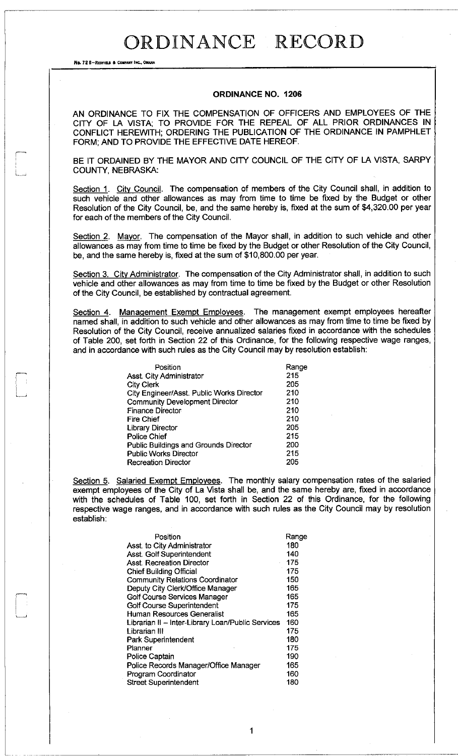# ORDINANCE RECORD

No. 72 8—REDFIELD & COMPANY INC., OMAHA

## ORDINANCE NO. 1206

AN ORDINANCE TO FIX THE COMPENSATION OF OFFICERS AND EMPLOYEES OF THE CITY OF LA VISTA; TO PROVIDE FOR THE REPEAL OF ALL PRIOR ORDINANCES IN CONFLICT HEREWITH; ORDERING THE PUBLICATION OF THE ORDINANCE IN PAMPHLET FORM; AND TO PROVIDE THE EFFECTIVE DATE HEREOF.

BE IT ORDAINED BY THE MAYOR AND CITY COUNCIL OF THE CITY OF LA VISTA, SARPY COUNTY, NEBRASKA:

Section 1. City Council. The compensation of members of the City Council shall, in addition to such vehicle and other allowances as may from time to time be fixed by the Budget or other Resolution of the City Council, be, and the same hereby is, fixed at the sum of $4,320.00 per year for each of the members of the City Council.

Section 2. Mayor. The compensation of the Mayor shall, in addition to such vehicle and other allowances as may from time to time be fixed by the Budget or other Resolution of the City Council, be, and the same hereby is, fixed at the sum of $10,800.00 per year.

Section 3. City Administrator. The compensation of the City Administrator shall, in addition to such vehicle and other allowances as may from time to time be fixed by the Budget or other Resolution of the City Council, be established by contractual agreement.

Section 4. Management Exempt Employees. The management exempt employees hereafter named shall, in addition to such vehicle and other allowances as may from time to time be fixed by Resolution of the City Council, receive annualized salaries fixed in accordance with the schedules of Table 200, set forth in Section 22 of this Ordinance, for the following respective wage ranges, and in accordance with such rules as the City Council may by resolution establish:

| Position | Range |
|---|---|
| Asst. City Administrator | 215 |
| City Clerk | 205 |
| City Engineer/Asst. Public Works Director | 210 |
| Community Development Director | 210 |
| Finance Director | 210 |
| Fire Chief | 210 |
| Library Director | 205 |
| Police Chief | 215 |
| Public Buildings and Grounds Director | 200 |
| Public Works Director | 215 |
| Recreation Director | 205 |

Section 5. Salaried Exempt Employees. The monthly salary compensation rates of the salaried exempt employees of the City of La Vista shall be, and the same hereby are, fixed in accordance with the schedules of Table 100, set forth in Section 22 of this Ordinance, for the following respective wage ranges, and in accordance with such rules as the City Council may by resolution establish:

| Position | Range |
|---|---|
| Asst. to City Administrator | 180 |
| Asst. Golf Superintendent | 140 |
| Asst. Recreation Director | 175 |
| Chief Building Official | 175 |
| Community Relations Coordinator | 150 |
| Deputy City Clerk/Office Manager | 165 |
| Golf Course Services Manager | 165 |
| Golf Course Superintendent | 175 |
| Human Resources Generalist | 165 |
| Librarian II – Inter-Library Loan/Public Services | 160 |
| Librarian III | 175 |
| Park Superintendent | 180 |
| Planner | 175 |
| Police Captain | 190 |
| Police Records Manager/Office Manager | 165 |
| Program Coordinator | 160 |
| Street Superintendent | 180 |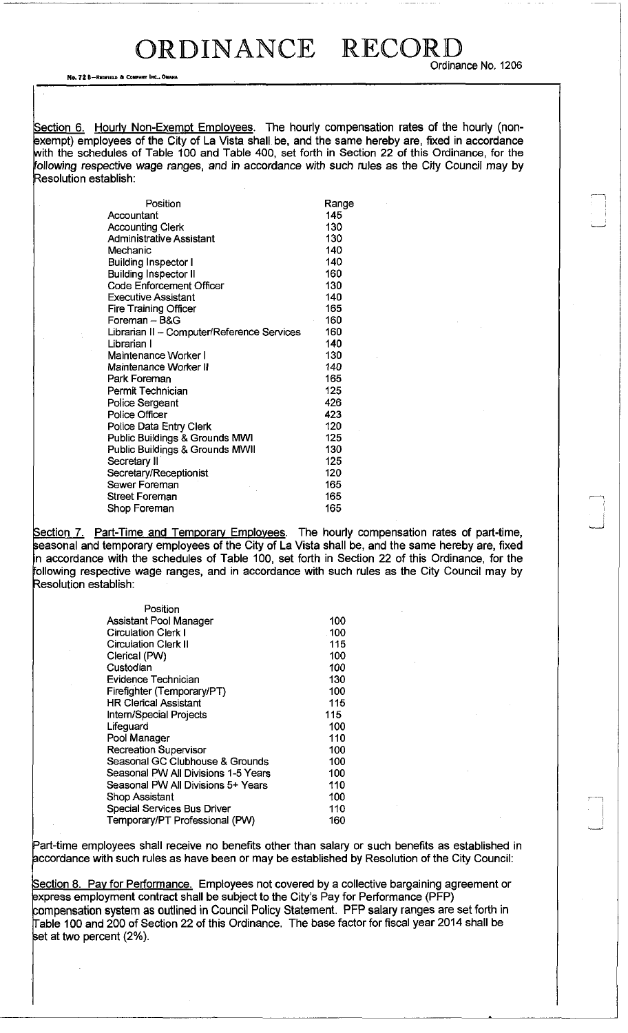# ORDINANCE RECORD

Ordinance No. 1206

Section 6. Hourly Non-Exempt Employees. The hourly compensation rates of the hourly (non-exempt) employees of the City of La Vista shall be, and the same hereby are, fixed in accordance with the schedules of Table 100 and Table 400, set forth in Section 22 of this Ordinance, for the following respective wage ranges, and in accordance with such rules as the City Council may by Resolution establish:

| Position | Range |
|---|---|
| Accountant | 145 |
| Accounting Clerk | 130 |
| Administrative Assistant | 130 |
| Mechanic | 140 |
| Building Inspector I | 140 |
| Building Inspector II | 160 |
| Code Enforcement Officer | 130 |
| Executive Assistant | 140 |
| Fire Training Officer | 165 |
| Foreman – B&G | 160 |
| Librarian II – Computer/Reference Services | 160 |
| Librarian I | 140 |
| Maintenance Worker I | 130 |
| Maintenance Worker II | 140 |
| Park Foreman | 165 |
| Permit Technician | 125 |
| Police Sergeant | 426 |
| Police Officer | 423 |
| Police Data Entry Clerk | 120 |
| Public Buildings & Grounds MWI | 125 |
| Public Buildings & Grounds MWII | 130 |
| Secretary II | 125 |
| Secretary/Receptionist | 120 |
| Sewer Foreman | 165 |
| Street Foreman | 165 |
| Shop Foreman | 165 |

Section 7. Part-Time and Temporary Employees. The hourly compensation rates of part-time, seasonal and temporary employees of the City of La Vista shall be, and the same hereby are, fixed in accordance with the schedules of Table 100, set forth in Section 22 of this Ordinance, for the following respective wage ranges, and in accordance with such rules as the City Council may by Resolution establish:

| Position | |
|---|---|
| Assistant Pool Manager | 100 |
| Circulation Clerk I | 100 |
| Circulation Clerk II | 115 |
| Clerical (PW) | 100 |
| Custodian | 100 |
| Evidence Technician | 130 |
| Firefighter (Temporary/PT) | 100 |
| HR Clerical Assistant | 115 |
| Intern/Special Projects | 115 |
| Lifeguard | 100 |
| Pool Manager | 110 |
| Recreation Supervisor | 100 |
| Seasonal GC Clubhouse & Grounds | 100 |
| Seasonal PW All Divisions 1-5 Years | 100 |
| Seasonal PW All Divisions 5+ Years | 110 |
| Shop Assistant | 100 |
| Special Services Bus Driver | 110 |
| Temporary/PT Professional (PW) | 160 |

Part-time employees shall receive no benefits other than salary or such benefits as established in accordance with such rules as have been or may be established by Resolution of the City Council:

Section 8. Pay for Performance. Employees not covered by a collective bargaining agreement or express employment contract shall be subject to the City's Pay for Performance (PFP) compensation system as outlined in Council Policy Statement. PFP salary ranges are set forth in Table 100 and 200 of Section 22 of this Ordinance. The base factor for fiscal year 2014 shall be set at two percent (2%).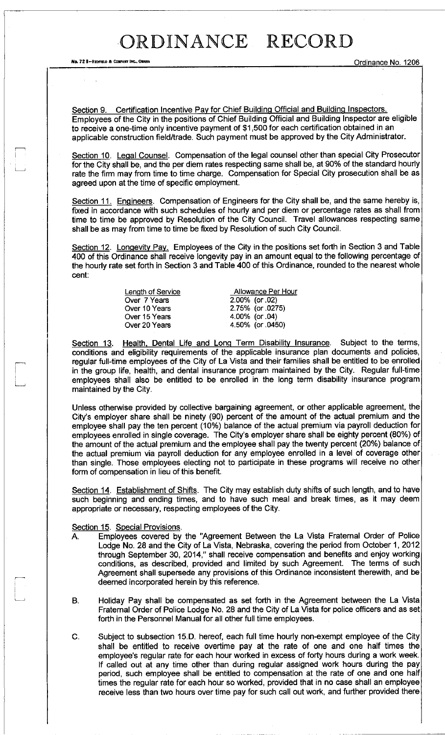Section 9. Certification Incentive Pay for Chief Building Official and Building Inspectors. Employees of the City in the positions of Chief Building Official and Building Inspector are eligible to receive a one-time only incentive payment of $1,500 for each certification obtained in an applicable construction field/trade. Such payment must be approved by the City Administrator.

Section 10. Legal Counsel. Compensation of the legal counsel other than special City Prosecutor for the City shall be, and the per diem rates respecting same shall be, at 90% of the standard hourly rate the firm may from time to time charge. Compensation for Special City prosecution shall be as agreed upon at the time of specific employment.

Section 11. Engineers. Compensation of Engineers for the City shall be, and the same hereby is, fixed in accordance with such schedules of hourly and per diem or percentage rates as shall from time to time be approved by Resolution of the City Council. Travel allowances respecting same shall be as may from time to time be fixed by Resolution of such City Council.

Section 12. Longevity Pay. Employees of the City in the positions set forth in Section 3 and Table 400 of this Ordinance shall receive longevity pay in an amount equal to the following percentage of the hourly rate set forth in Section 3 and Table 400 of this Ordinance, rounded to the nearest whole cent:

| Length of Service | Allowance Per Hour |
|---|---|
| Over 7 Years | 2.00% (or .02) |
| Over 10 Years | 2.75% (or .0275) |
| Over 15 Years | 4.00% (or .04) |
| Over 20 Years | 4.50% (or .0450) |

Section 13. Health, Dental Life and Long Term Disability Insurance. Subject to the terms, conditions and eligibility requirements of the applicable insurance plan documents and policies, regular full-time employees of the City of La Vista and their families shall be entitled to be enrolled in the group life, health, and dental insurance program maintained by the City. Regular full-time employees shall also be entitled to be enrolled in the long term disability insurance program maintained by the City.

Unless otherwise provided by collective bargaining agreement, or other applicable agreement, the City's employer share shall be ninety (90) percent of the amount of the actual premium and the employee shall pay the ten percent (10%) balance of the actual premium via payroll deduction for employees enrolled in single coverage. The City's employer share shall be eighty percent (80%) of the amount of the actual premium and the employee shall pay the twenty percent (20%) balance of the actual premium via payroll deduction for any employee enrolled in a level of coverage other than single. Those employees electing not to participate in these programs will receive no other form of compensation in lieu of this benefit.

Section 14. Establishment of Shifts. The City may establish duty shifts of such length, and to have such beginning and ending times, and to have such meal and break times, as it may deem appropriate or necessary, respecting employees of the City.

Section 15. Special Provisions.

A. Employees covered by the "Agreement Between the La Vista Fraternal Order of Police Lodge No. 28 and the City of La Vista, Nebraska, covering the period from October 1, 2012 through September 30, 2014," shall receive compensation and benefits and enjoy working conditions, as described, provided and limited by such Agreement. The terms of such Agreement shall supersede any provisions of this Ordinance inconsistent therewith, and be deemed incorporated herein by this reference.

B. Holiday Pay shall be compensated as set forth in the Agreement between the La Vista Fraternal Order of Police Lodge No. 28 and the City of La Vista for police officers and as set forth in the Personnel Manual for all other full time employees.

C. Subject to subsection 15.D. hereof, each full time hourly non-exempt employee of the City shall be entitled to receive overtime pay at the rate of one and one half times the employee's regular rate for each hour worked in excess of forty hours during a work week. If called out at any time other than during regular assigned work hours during the pay period, such employee shall be entitled to compensation at the rate of one and one half times the regular rate for each hour so worked, provided that in no case shall an employee receive less than two hours over time pay for such call out work, and further provided there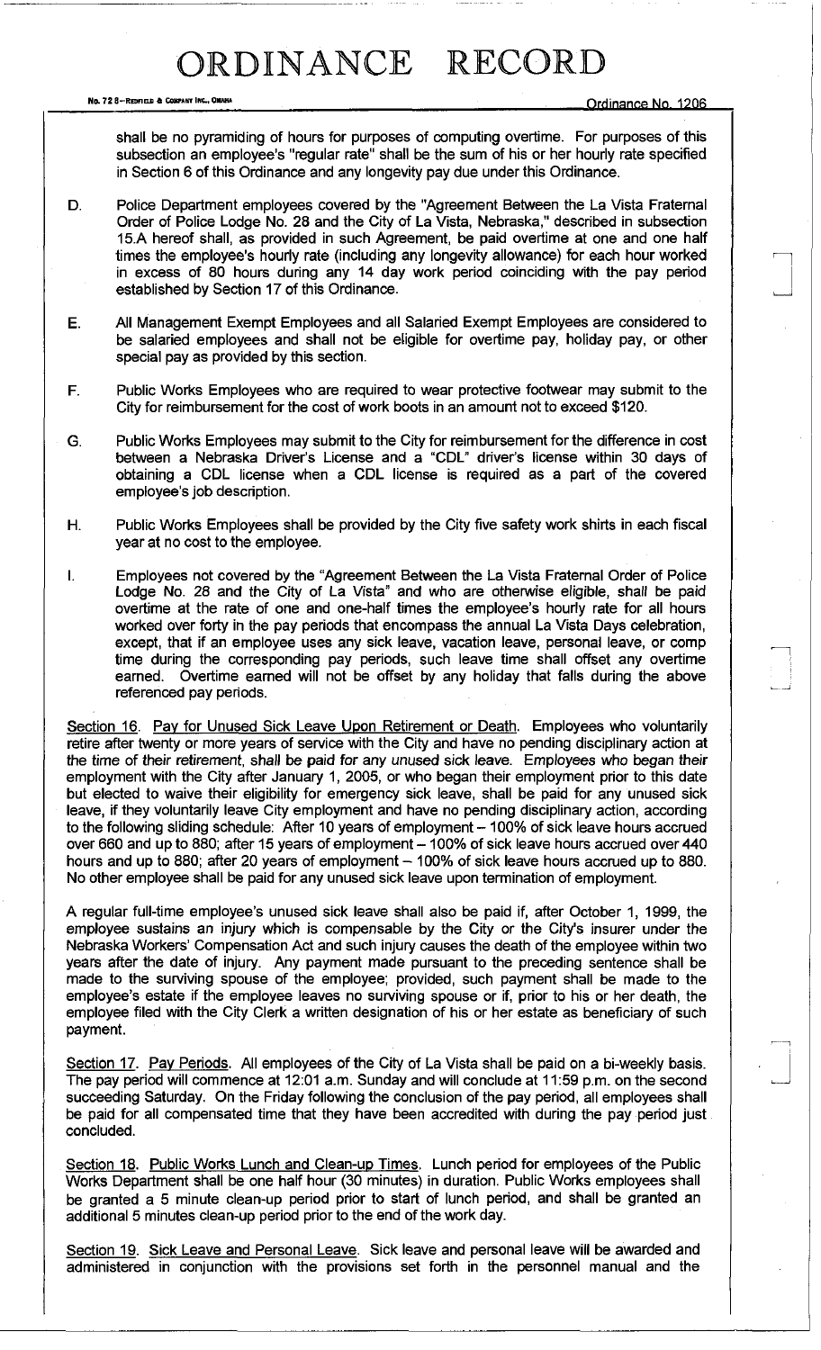shall be no pyramiding of hours for purposes of computing overtime. For purposes of this subsection an employee's "regular rate" shall be the sum of his or her hourly rate specified in Section 6 of this Ordinance and any longevity pay due under this Ordinance.

D. Police Department employees covered by the "Agreement Between the La Vista Fraternal Order of Police Lodge No. 28 and the City of La Vista, Nebraska," described in subsection 15.A hereof shall, as provided in such Agreement, be paid overtime at one and one half times the employee's hourly rate (including any longevity allowance) for each hour worked in excess of 80 hours during any 14 day work period coinciding with the pay period established by Section 17 of this Ordinance.

E. All Management Exempt Employees and all Salaried Exempt Employees are considered to be salaried employees and shall not be eligible for overtime pay, holiday pay, or other special pay as provided by this section.

F. Public Works Employees who are required to wear protective footwear may submit to the City for reimbursement for the cost of work boots in an amount not to exceed $120.

G. Public Works Employees may submit to the City for reimbursement for the difference in cost between a Nebraska Driver's License and a "CDL" driver's license within 30 days of obtaining a CDL license when a CDL license is required as a part of the covered employee's job description.

H. Public Works Employees shall be provided by the City five safety work shirts in each fiscal year at no cost to the employee.

I. Employees not covered by the "Agreement Between the La Vista Fraternal Order of Police Lodge No. 28 and the City of La Vista" and who are otherwise eligible, shall be paid overtime at the rate of one and one-half times the employee's hourly rate for all hours worked over forty in the pay periods that encompass the annual La Vista Days celebration, except, that if an employee uses any sick leave, vacation leave, personal leave, or comp time during the corresponding pay periods, such leave time shall offset any overtime earned. Overtime earned will not be offset by any holiday that falls during the above referenced pay periods.

Section 16. Pay for Unused Sick Leave Upon Retirement or Death. Employees who voluntarily retire after twenty or more years of service with the City and have no pending disciplinary action at the time of their retirement, shall be paid for any unused sick leave. Employees who began their employment with the City after January 1, 2005, or who began their employment prior to this date but elected to waive their eligibility for emergency sick leave, shall be paid for any unused sick leave, if they voluntarily leave City employment and have no pending disciplinary action, according to the following sliding schedule: After 10 years of employment – 100% of sick leave hours accrued over 660 and up to 880; after 15 years of employment – 100% of sick leave hours accrued over 440 hours and up to 880; after 20 years of employment – 100% of sick leave hours accrued up to 880. No other employee shall be paid for any unused sick leave upon termination of employment.

A regular full-time employee's unused sick leave shall also be paid if, after October 1, 1999, the employee sustains an injury which is compensable by the City or the City's insurer under the Nebraska Workers' Compensation Act and such injury causes the death of the employee within two years after the date of injury. Any payment made pursuant to the preceding sentence shall be made to the surviving spouse of the employee; provided, such payment shall be made to the employee's estate if the employee leaves no surviving spouse or if, prior to his or her death, the employee filed with the City Clerk a written designation of his or her estate as beneficiary of such payment.

Section 17. Pay Periods. All employees of the City of La Vista shall be paid on a bi-weekly basis. The pay period will commence at 12:01 a.m. Sunday and will conclude at 11:59 p.m. on the second succeeding Saturday. On the Friday following the conclusion of the pay period, all employees shall be paid for all compensated time that they have been accredited with during the pay period just concluded.

Section 18. Public Works Lunch and Clean-up Times. Lunch period for employees of the Public Works Department shall be one half hour (30 minutes) in duration. Public Works employees shall be granted a 5 minute clean-up period prior to start of lunch period, and shall be granted an additional 5 minutes clean-up period prior to the end of the work day.

Section 19. Sick Leave and Personal Leave. Sick leave and personal leave will be awarded and administered in conjunction with the provisions set forth in the personnel manual and the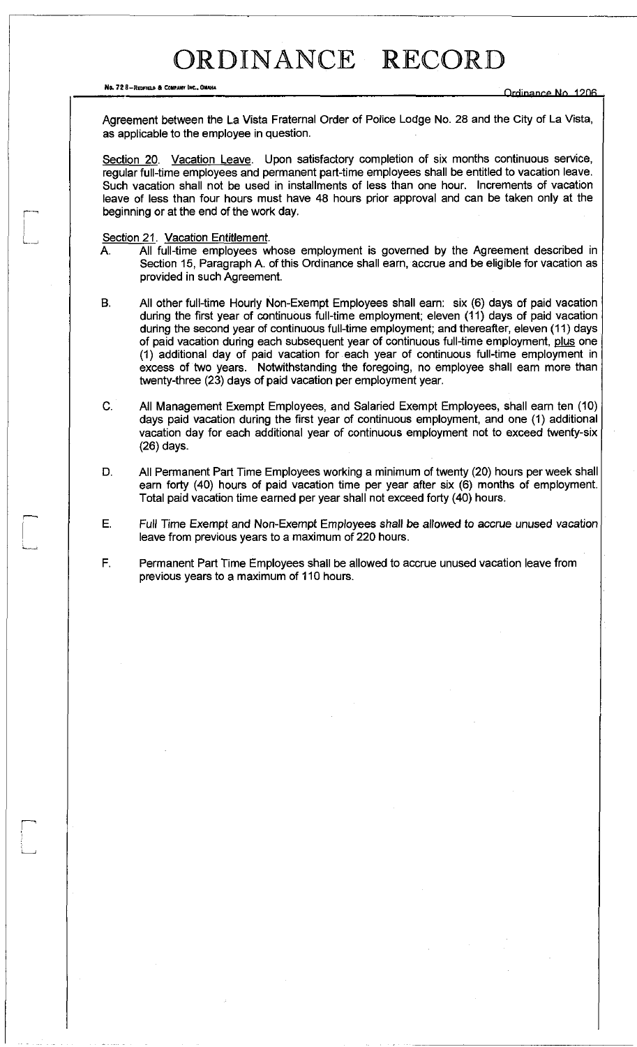Agreement between the La Vista Fraternal Order of Police Lodge No. 28 and the City of La Vista, as applicable to the employee in question.

Section 20. Vacation Leave. Upon satisfactory completion of six months continuous service, regular full-time employees and permanent part-time employees shall be entitled to vacation leave. Such vacation shall not be used in installments of less than one hour. Increments of vacation leave of less than four hours must have 48 hours prior approval and can be taken only at the beginning or at the end of the work day.

Section 21. Vacation Entitlement.

A. All full-time employees whose employment is governed by the Agreement described in Section 15, Paragraph A. of this Ordinance shall earn, accrue and be eligible for vacation as provided in such Agreement.

B. All other full-time Hourly Non-Exempt Employees shall earn: six (6) days of paid vacation during the first year of continuous full-time employment; eleven (11) days of paid vacation during the second year of continuous full-time employment; and thereafter, eleven (11) days of paid vacation during each subsequent year of continuous full-time employment, plus one (1) additional day of paid vacation for each year of continuous full-time employment in excess of two years. Notwithstanding the foregoing, no employee shall earn more than twenty-three (23) days of paid vacation per employment year.

C. All Management Exempt Employees, and Salaried Exempt Employees, shall earn ten (10) days paid vacation during the first year of continuous employment, and one (1) additional vacation day for each additional year of continuous employment not to exceed twenty-six (26) days.

D. All Permanent Part Time Employees working a minimum of twenty (20) hours per week shall earn forty (40) hours of paid vacation time per year after six (6) months of employment. Total paid vacation time earned per year shall not exceed forty (40) hours.

E. Full Time Exempt and Non-Exempt Employees shall be allowed to accrue unused vacation leave from previous years to a maximum of 220 hours.

F. Permanent Part Time Employees shall be allowed to accrue unused vacation leave from previous years to a maximum of 110 hours.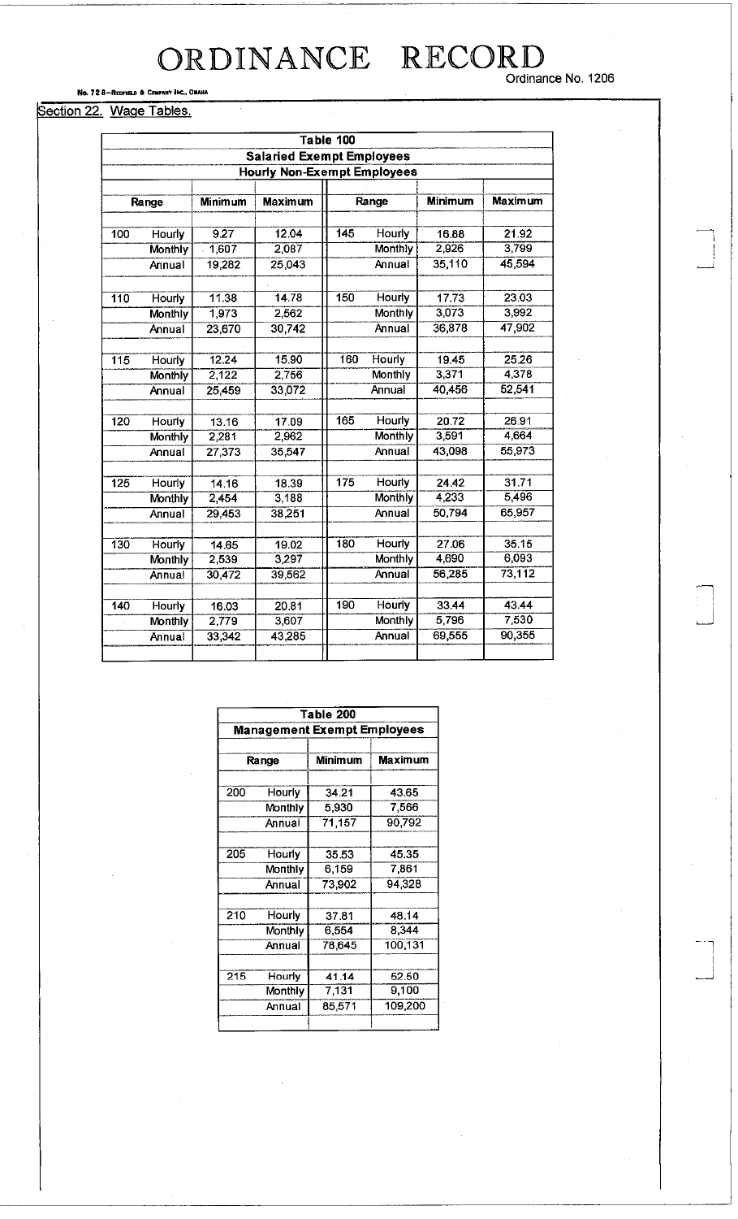# ORDINANCE RECORD

Ordinance No. 1206

## Section 22. Wage Tables.

| Table 100 | | | | | | | | |
|---|---|---|---|---|---|---|---|---|
| **Salaried Exempt Employees** | | | | | | | | |
| **Hourly Non-Exempt Employees** | | | | | | | | |
| **Range** | | **Minimum** | **Maximum** | **Range** | | **Minimum** | **Maximum** |
| 100 | Hourly | 9.27 | 12.04 | 145 | Hourly | 16.88 | 21.92 |
| | Monthly | 1,607 | 2,087 | | Monthly | 2,926 | 3,799 |
| | Annual | 19,282 | 25,043 | | Annual | 35,110 | 45,594 |
| 110 | Hourly | 11.38 | 14.78 | 150 | Hourly | 17.73 | 23.03 |
| | Monthly | 1,973 | 2,562 | | Monthly | 3,073 | 3,992 |
| | Annual | 23,670 | 30,742 | | Annual | 36,878 | 47,902 |
| 115 | Hourly | 12.24 | 15.90 | 160 | Hourly | 19.45 | 25.26 |
| | Monthly | 2,122 | 2,756 | | Monthly | 3,371 | 4,378 |
| | Annual | 25,459 | 33,072 | | Annual | 40,456 | 52,541 |
| 120 | Hourly | 13.16 | 17.09 | 165 | Hourly | 20.72 | 26.91 |
| | Monthly | 2,281 | 2,962 | | Monthly | 3,591 | 4,664 |
| | Annual | 27,373 | 35,547 | | Annual | 43,098 | 55,973 |
| 125 | Hourly | 14.16 | 18.39 | 175 | Hourly | 24.42 | 31.71 |
| | Monthly | 2,454 | 3,188 | | Monthly | 4,233 | 5,496 |
| | Annual | 29,453 | 38,251 | | Annual | 50,794 | 65,957 |
| 130 | Hourly | 14.65 | 19.02 | 180 | Hourly | 27.06 | 35.15 |
| | Monthly | 2,539 | 3,297 | | Monthly | 4,690 | 6,093 |
| | Annual | 30,472 | 39,562 | | Annual | 56,285 | 73,112 |
| 140 | Hourly | 16.03 | 20.81 | 190 | Hourly | 33.44 | 43.44 |
| | Monthly | 2,779 | 3,607 | | Monthly | 5,796 | 7,530 |
| | Annual | 33,342 | 43,285 | | Annual | 69,555 | 90,355 |

| Table 200 | | | |
|---|---|---|---|
| **Management Exempt Employees** | | | |
| **Range** | | **Minimum** | **Maximum** |
| 200 | Hourly | 34.21 | 43.65 |
| | Monthly | 5,930 | 7,566 |
| | Annual | 71,157 | 90,792 |
| 205 | Hourly | 35.53 | 45.35 |
| | Monthly | 6,159 | 7,861 |
| | Annual | 73,902 | 94,328 |
| 210 | Hourly | 37.81 | 48.14 |
| | Monthly | 6,554 | 8,344 |
| | Annual | 78,645 | 100,131 |
| 215 | Hourly | 41.14 | 52.50 |
| | Monthly | 7,131 | 9,100 |
| | Annual | 85,571 | 109,200 |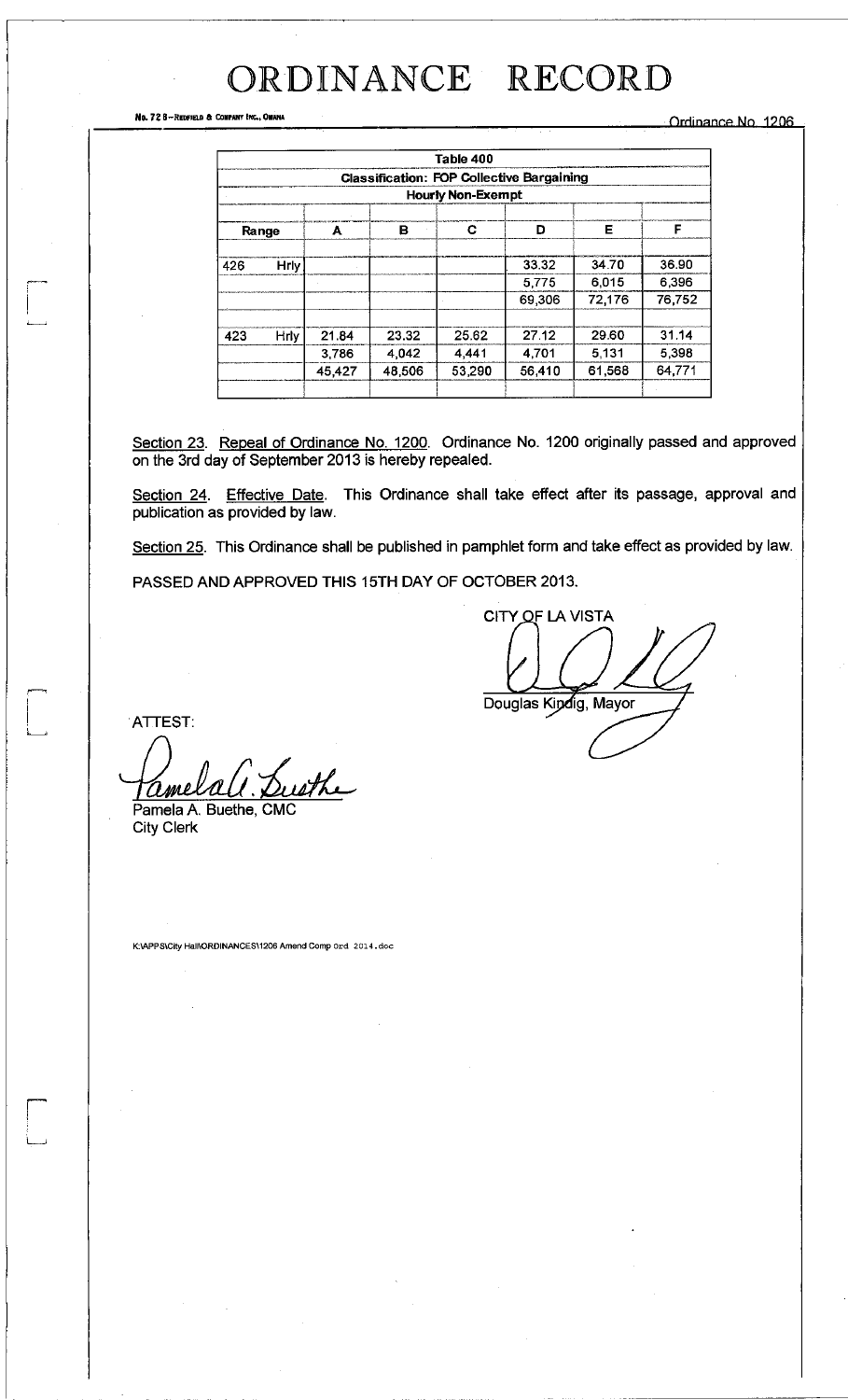# ORDINANCE RECORD

No. 72 8—REDFIELD & COMPANY INC., OMAHA

Ordinance No. 1206

| Table 400 | | | | | | | |
|---|---|---|---|---|---|---|---|
| **Classification: FOP Collective Bargaining** | | | | | | | |
| **Hourly Non-Exempt** | | | | | | | |
| **Range** | | **A** | **B** | **C** | **D** | **E** | **F** |
| 426 | Hrly | | | | 33.32 | 34.70 | 36.90 |
| | | | | | 5,775 | 6,015 | 6,396 |
| | | | | | 69,306 | 72,176 | 76,752 |
| 423 | Hrly | 21.84 | 23.32 | 25.62 | 27.12 | 29.60 | 31.14 |
| | | 3,786 | 4,042 | 4,441 | 4,701 | 5,131 | 5,398 |
| | | 45,427 | 48,506 | 53,290 | 56,410 | 61,568 | 64,771 |

Section 23. Repeal of Ordinance No. 1200. Ordinance No. 1200 originally passed and approved on the 3rd day of September 2013 is hereby repealed.

Section 24. Effective Date. This Ordinance shall take effect after its passage, approval and publication as provided by law.

Section 25. This Ordinance shall be published in pamphlet form and take effect as provided by law.

PASSED AND APPROVED THIS 15TH DAY OF OCTOBER 2013.

CITY OF LA VISTA

Douglas Kindig, Mayor

ATTEST:

Pamela A. Buethe, CMC
City Clerk

K:\APPS\City Hall\ORDINANCES\1206 Amend Comp Ord 2014.doc